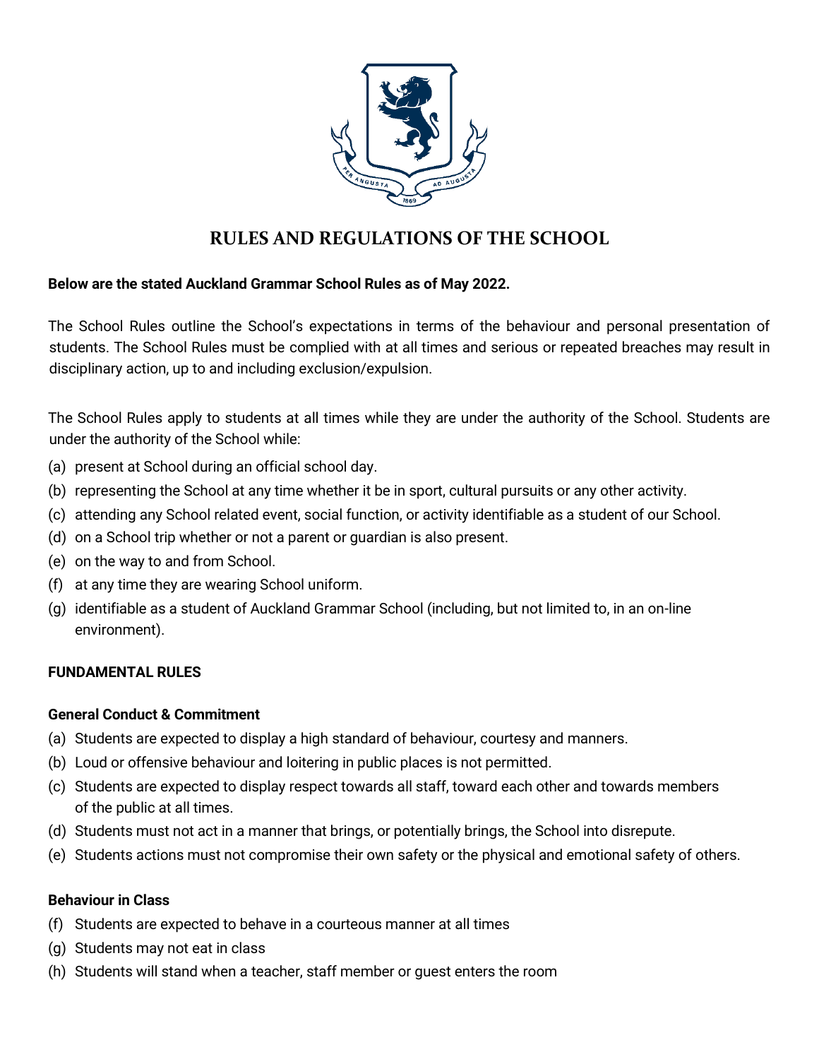# RULES AND REGULATIONS OF THE SCHOOL

**Below are the stated Auckland Grammar School Rules as of May 2022.**

The School Rules outline the School's expectations in terms of the behaviour and personal presentation of students. The School Rules must be complied with at all times and serious or repeated breaches may result in disciplinary action, up to and including exclusion/expulsion.

The School Rules apply to students at all times while they are under the authority of the School. Students are under the authority of the School while:

(a) present at School during an official school day.
(b) representing the School at any time whether it be in sport, cultural pursuits or any other activity.
(c) attending any School related event, social function, or activity identifiable as a student of our School.
(d) on a School trip whether or not a parent or guardian is also present.
(e) on the way to and from School.
(f) at any time they are wearing School uniform.
(g) identifiable as a student of Auckland Grammar School (including, but not limited to, in an on-line environment).

**FUNDAMENTAL RULES**

**General Conduct & Commitment**

(a) Students are expected to display a high standard of behaviour, courtesy and manners.
(b) Loud or offensive behaviour and loitering in public places is not permitted.
(c) Students are expected to display respect towards all staff, toward each other and towards members of the public at all times.
(d) Students must not act in a manner that brings, or potentially brings, the School into disrepute.
(e) Students actions must not compromise their own safety or the physical and emotional safety of others.

**Behaviour in Class**

(f) Students are expected to behave in a courteous manner at all times
(g) Students may not eat in class
(h) Students will stand when a teacher, staff member or guest enters the room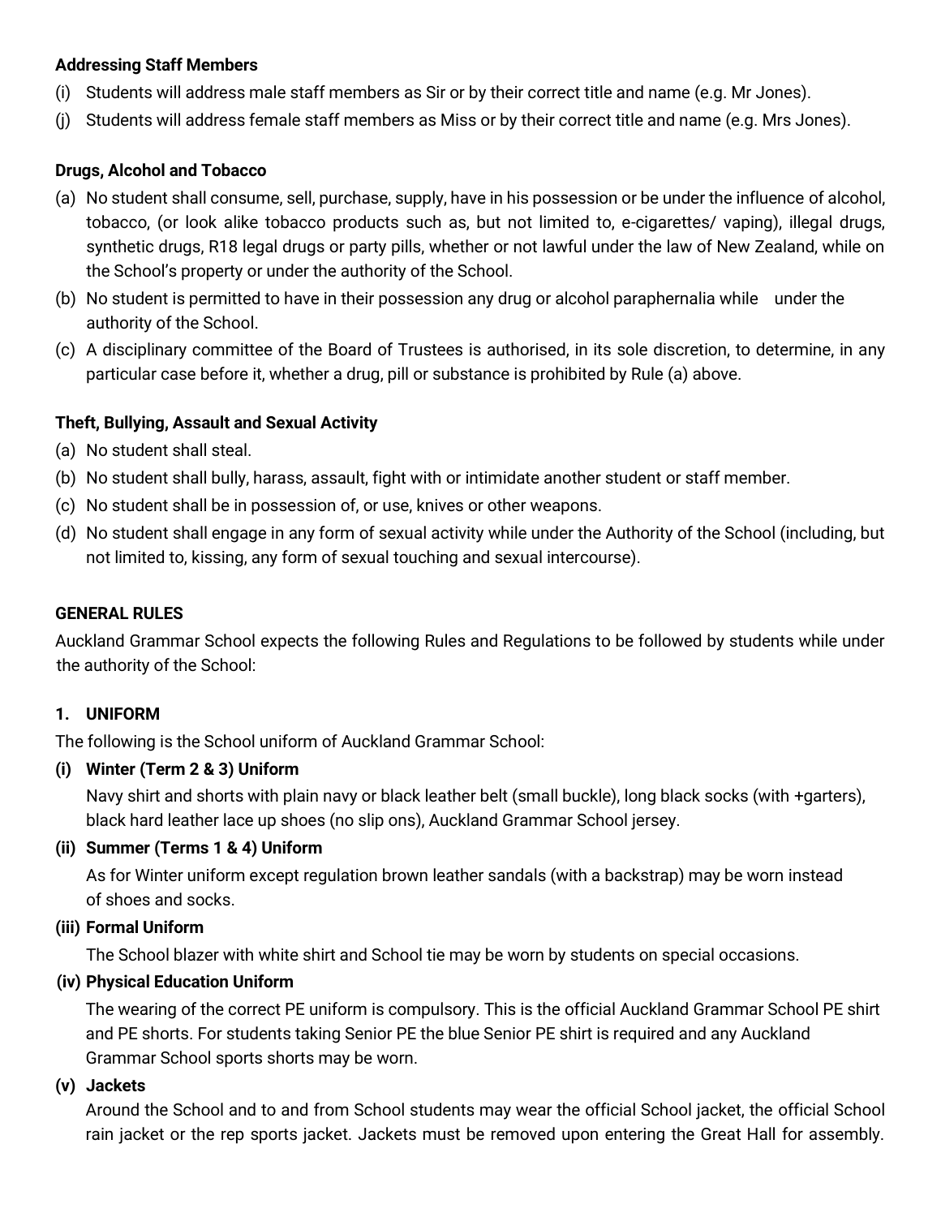**Addressing Staff Members**

(i) Students will address male staff members as Sir or by their correct title and name (e.g. Mr Jones).

(j) Students will address female staff members as Miss or by their correct title and name (e.g. Mrs Jones).

**Drugs, Alcohol and Tobacco**

(a) No student shall consume, sell, purchase, supply, have in his possession or be under the influence of alcohol, tobacco, (or look alike tobacco products such as, but not limited to, e-cigarettes/ vaping), illegal drugs, synthetic drugs, R18 legal drugs or party pills, whether or not lawful under the law of New Zealand, while on the School's property or under the authority of the School.

(b) No student is permitted to have in their possession any drug or alcohol paraphernalia while under the authority of the School.

(c) A disciplinary committee of the Board of Trustees is authorised, in its sole discretion, to determine, in any particular case before it, whether a drug, pill or substance is prohibited by Rule (a) above.

**Theft, Bullying, Assault and Sexual Activity**

(a) No student shall steal.

(b) No student shall bully, harass, assault, fight with or intimidate another student or staff member.

(c) No student shall be in possession of, or use, knives or other weapons.

(d) No student shall engage in any form of sexual activity while under the Authority of the School (including, but not limited to, kissing, any form of sexual touching and sexual intercourse).

**GENERAL RULES**

Auckland Grammar School expects the following Rules and Regulations to be followed by students while under the authority of the School:

**1. UNIFORM**

The following is the School uniform of Auckland Grammar School:

**(i) Winter (Term 2 & 3) Uniform**

Navy shirt and shorts with plain navy or black leather belt (small buckle), long black socks (with +garters), black hard leather lace up shoes (no slip ons), Auckland Grammar School jersey.

**(ii) Summer (Terms 1 & 4) Uniform**

As for Winter uniform except regulation brown leather sandals (with a backstrap) may be worn instead of shoes and socks.

**(iii) Formal Uniform**

The School blazer with white shirt and School tie may be worn by students on special occasions.

**(iv) Physical Education Uniform**

The wearing of the correct PE uniform is compulsory. This is the official Auckland Grammar School PE shirt and PE shorts. For students taking Senior PE the blue Senior PE shirt is required and any Auckland Grammar School sports shorts may be worn.

**(v) Jackets**

Around the School and to and from School students may wear the official School jacket, the official School rain jacket or the rep sports jacket. Jackets must be removed upon entering the Great Hall for assembly.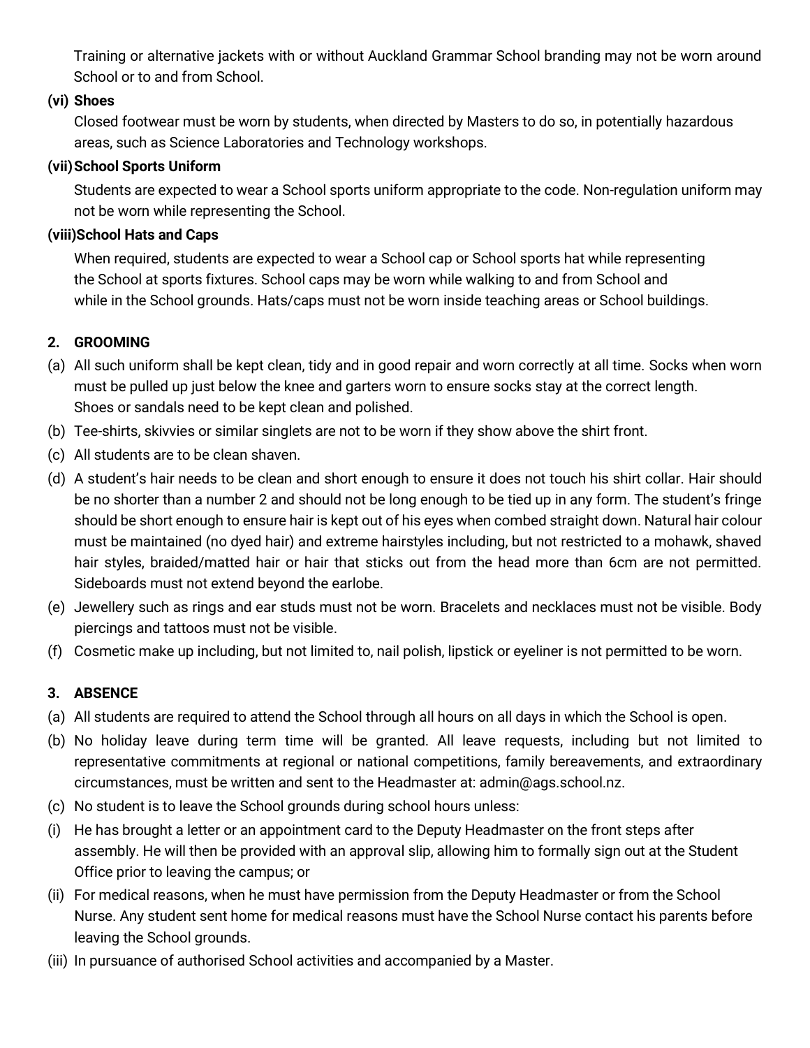Training or alternative jackets with or without Auckland Grammar School branding may not be worn around School or to and from School.

**(vi) Shoes**

Closed footwear must be worn by students, when directed by Masters to do so, in potentially hazardous areas, such as Science Laboratories and Technology workshops.

**(vii) School Sports Uniform**

Students are expected to wear a School sports uniform appropriate to the code. Non-regulation uniform may not be worn while representing the School.

**(viii) School Hats and Caps**

When required, students are expected to wear a School cap or School sports hat while representing the School at sports fixtures. School caps may be worn while walking to and from School and while in the School grounds. Hats/caps must not be worn inside teaching areas or School buildings.

## 2. GROOMING

(a) All such uniform shall be kept clean, tidy and in good repair and worn correctly at all time. Socks when worn must be pulled up just below the knee and garters worn to ensure socks stay at the correct length. Shoes or sandals need to be kept clean and polished.

(b) Tee-shirts, skivvies or similar singlets are not to be worn if they show above the shirt front.

(c) All students are to be clean shaven.

(d) A student's hair needs to be clean and short enough to ensure it does not touch his shirt collar. Hair should be no shorter than a number 2 and should not be long enough to be tied up in any form. The student's fringe should be short enough to ensure hair is kept out of his eyes when combed straight down. Natural hair colour must be maintained (no dyed hair) and extreme hairstyles including, but not restricted to a mohawk, shaved hair styles, braided/matted hair or hair that sticks out from the head more than 6cm are not permitted. Sideboards must not extend beyond the earlobe.

(e) Jewellery such as rings and ear studs must not be worn. Bracelets and necklaces must not be visible. Body piercings and tattoos must not be visible.

(f) Cosmetic make up including, but not limited to, nail polish, lipstick or eyeliner is not permitted to be worn.

## 3. ABSENCE

(a) All students are required to attend the School through all hours on all days in which the School is open.

(b) No holiday leave during term time will be granted. All leave requests, including but not limited to representative commitments at regional or national competitions, family bereavements, and extraordinary circumstances, must be written and sent to the Headmaster at: admin@ags.school.nz.

(c) No student is to leave the School grounds during school hours unless:

(i) He has brought a letter or an appointment card to the Deputy Headmaster on the front steps after assembly. He will then be provided with an approval slip, allowing him to formally sign out at the Student Office prior to leaving the campus; or

(ii) For medical reasons, when he must have permission from the Deputy Headmaster or from the School Nurse. Any student sent home for medical reasons must have the School Nurse contact his parents before leaving the School grounds.

(iii) In pursuance of authorised School activities and accompanied by a Master.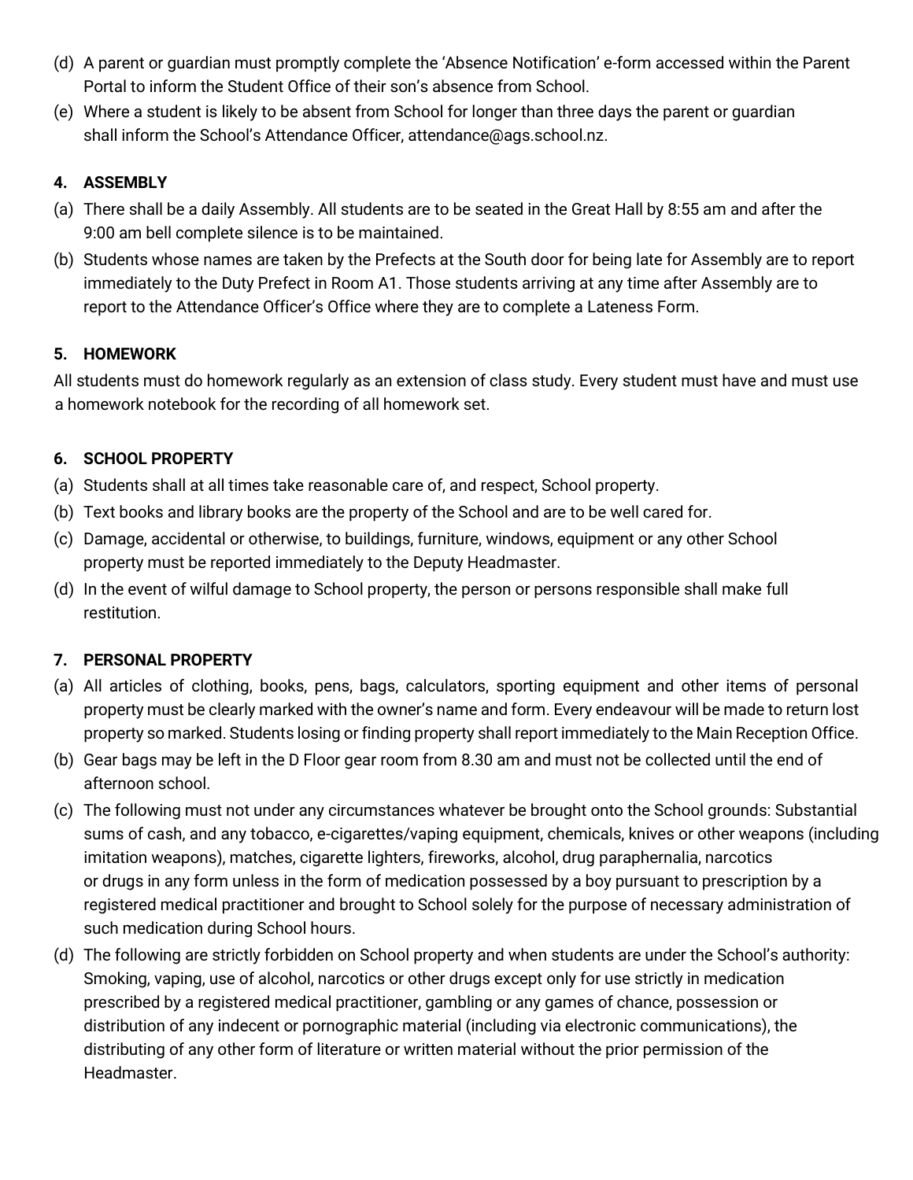(d) A parent or guardian must promptly complete the 'Absence Notification' e-form accessed within the Parent Portal to inform the Student Office of their son's absence from School.

(e) Where a student is likely to be absent from School for longer than three days the parent or guardian shall inform the School's Attendance Officer, attendance@ags.school.nz.

## 4. ASSEMBLY

(a) There shall be a daily Assembly. All students are to be seated in the Great Hall by 8:55 am and after the 9:00 am bell complete silence is to be maintained.

(b) Students whose names are taken by the Prefects at the South door for being late for Assembly are to report immediately to the Duty Prefect in Room A1. Those students arriving at any time after Assembly are to report to the Attendance Officer's Office where they are to complete a Lateness Form.

## 5. HOMEWORK

All students must do homework regularly as an extension of class study. Every student must have and must use a homework notebook for the recording of all homework set.

## 6. SCHOOL PROPERTY

(a) Students shall at all times take reasonable care of, and respect, School property.

(b) Text books and library books are the property of the School and are to be well cared for.

(c) Damage, accidental or otherwise, to buildings, furniture, windows, equipment or any other School property must be reported immediately to the Deputy Headmaster.

(d) In the event of wilful damage to School property, the person or persons responsible shall make full restitution.

## 7. PERSONAL PROPERTY

(a) All articles of clothing, books, pens, bags, calculators, sporting equipment and other items of personal property must be clearly marked with the owner's name and form. Every endeavour will be made to return lost property so marked. Students losing or finding property shall report immediately to the Main Reception Office.

(b) Gear bags may be left in the D Floor gear room from 8.30 am and must not be collected until the end of afternoon school.

(c) The following must not under any circumstances whatever be brought onto the School grounds: Substantial sums of cash, and any tobacco, e-cigarettes/vaping equipment, chemicals, knives or other weapons (including imitation weapons), matches, cigarette lighters, fireworks, alcohol, drug paraphernalia, narcotics or drugs in any form unless in the form of medication possessed by a boy pursuant to prescription by a registered medical practitioner and brought to School solely for the purpose of necessary administration of such medication during School hours.

(d) The following are strictly forbidden on School property and when students are under the School's authority: Smoking, vaping, use of alcohol, narcotics or other drugs except only for use strictly in medication prescribed by a registered medical practitioner, gambling or any games of chance, possession or distribution of any indecent or pornographic material (including via electronic communications), the distributing of any other form of literature or written material without the prior permission of the Headmaster.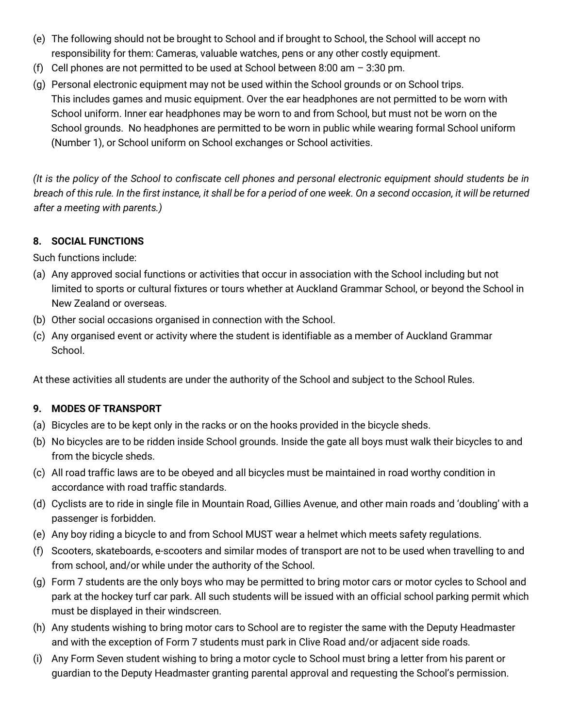(e) The following should not be brought to School and if brought to School, the School will accept no responsibility for them: Cameras, valuable watches, pens or any other costly equipment.
(f) Cell phones are not permitted to be used at School between 8:00 am – 3:30 pm.
(g) Personal electronic equipment may not be used within the School grounds or on School trips. This includes games and music equipment. Over the ear headphones are not permitted to be worn with School uniform. Inner ear headphones may be worn to and from School, but must not be worn on the School grounds. No headphones are permitted to be worn in public while wearing formal School uniform (Number 1), or School uniform on School exchanges or School activities.

*(It is the policy of the School to confiscate cell phones and personal electronic equipment should students be in breach of this rule. In the first instance, it shall be for a period of one week. On a second occasion, it will be returned after a meeting with parents.)*

### 8. SOCIAL FUNCTIONS

Such functions include:

(a) Any approved social functions or activities that occur in association with the School including but not limited to sports or cultural fixtures or tours whether at Auckland Grammar School, or beyond the School in New Zealand or overseas.
(b) Other social occasions organised in connection with the School.
(c) Any organised event or activity where the student is identifiable as a member of Auckland Grammar School.

At these activities all students are under the authority of the School and subject to the School Rules.

### 9. MODES OF TRANSPORT

(a) Bicycles are to be kept only in the racks or on the hooks provided in the bicycle sheds.
(b) No bicycles are to be ridden inside School grounds. Inside the gate all boys must walk their bicycles to and from the bicycle sheds.
(c) All road traffic laws are to be obeyed and all bicycles must be maintained in road worthy condition in accordance with road traffic standards.
(d) Cyclists are to ride in single file in Mountain Road, Gillies Avenue, and other main roads and 'doubling' with a passenger is forbidden.
(e) Any boy riding a bicycle to and from School MUST wear a helmet which meets safety regulations.
(f) Scooters, skateboards, e-scooters and similar modes of transport are not to be used when travelling to and from school, and/or while under the authority of the School.
(g) Form 7 students are the only boys who may be permitted to bring motor cars or motor cycles to School and park at the hockey turf car park. All such students will be issued with an official school parking permit which must be displayed in their windscreen.
(h) Any students wishing to bring motor cars to School are to register the same with the Deputy Headmaster and with the exception of Form 7 students must park in Clive Road and/or adjacent side roads.
(i) Any Form Seven student wishing to bring a motor cycle to School must bring a letter from his parent or guardian to the Deputy Headmaster granting parental approval and requesting the School's permission.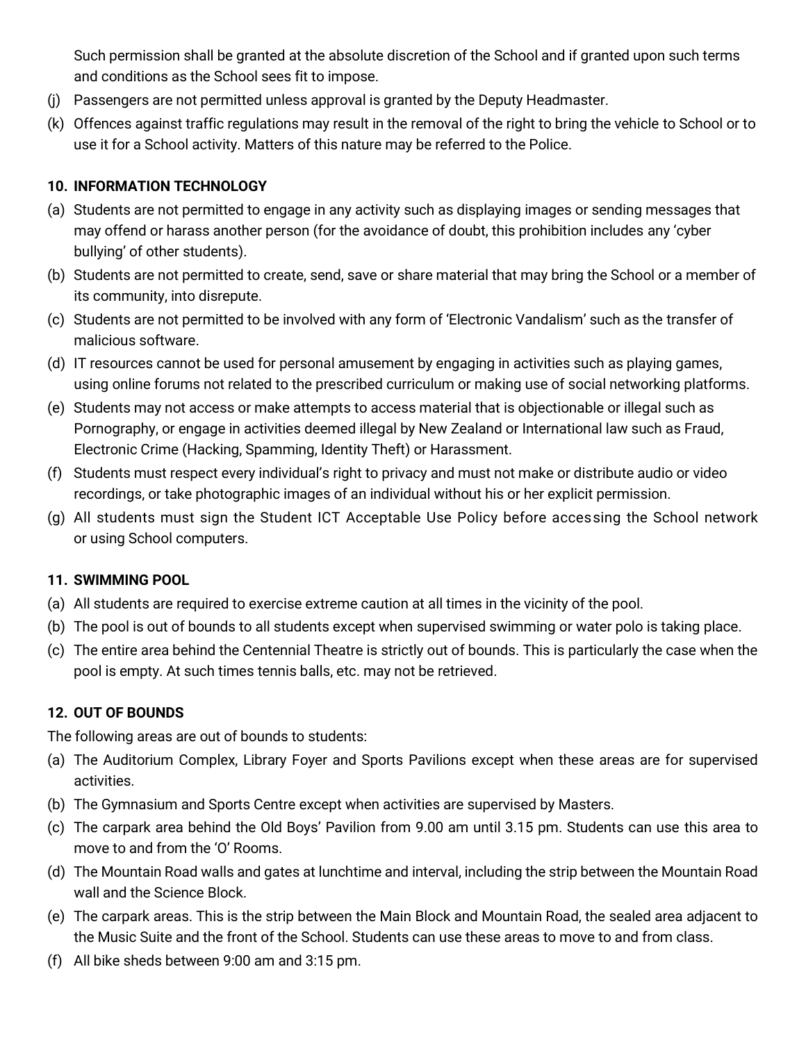Such permission shall be granted at the absolute discretion of the School and if granted upon such terms and conditions as the School sees fit to impose.

(j) Passengers are not permitted unless approval is granted by the Deputy Headmaster.

(k) Offences against traffic regulations may result in the removal of the right to bring the vehicle to School or to use it for a School activity. Matters of this nature may be referred to the Police.

### 10. INFORMATION TECHNOLOGY

(a) Students are not permitted to engage in any activity such as displaying images or sending messages that may offend or harass another person (for the avoidance of doubt, this prohibition includes any 'cyber bullying' of other students).

(b) Students are not permitted to create, send, save or share material that may bring the School or a member of its community, into disrepute.

(c) Students are not permitted to be involved with any form of 'Electronic Vandalism' such as the transfer of malicious software.

(d) IT resources cannot be used for personal amusement by engaging in activities such as playing games, using online forums not related to the prescribed curriculum or making use of social networking platforms.

(e) Students may not access or make attempts to access material that is objectionable or illegal such as Pornography, or engage in activities deemed illegal by New Zealand or International law such as Fraud, Electronic Crime (Hacking, Spamming, Identity Theft) or Harassment.

(f) Students must respect every individual's right to privacy and must not make or distribute audio or video recordings, or take photographic images of an individual without his or her explicit permission.

(g) All students must sign the Student ICT Acceptable Use Policy before accessing the School network or using School computers.

### 11. SWIMMING POOL

(a) All students are required to exercise extreme caution at all times in the vicinity of the pool.

(b) The pool is out of bounds to all students except when supervised swimming or water polo is taking place.

(c) The entire area behind the Centennial Theatre is strictly out of bounds. This is particularly the case when the pool is empty. At such times tennis balls, etc. may not be retrieved.

### 12. OUT OF BOUNDS

The following areas are out of bounds to students:

(a) The Auditorium Complex, Library Foyer and Sports Pavilions except when these areas are for supervised activities.

(b) The Gymnasium and Sports Centre except when activities are supervised by Masters.

(c) The carpark area behind the Old Boys' Pavilion from 9.00 am until 3.15 pm. Students can use this area to move to and from the 'O' Rooms.

(d) The Mountain Road walls and gates at lunchtime and interval, including the strip between the Mountain Road wall and the Science Block.

(e) The carpark areas. This is the strip between the Main Block and Mountain Road, the sealed area adjacent to the Music Suite and the front of the School. Students can use these areas to move to and from class.

(f) All bike sheds between 9:00 am and 3:15 pm.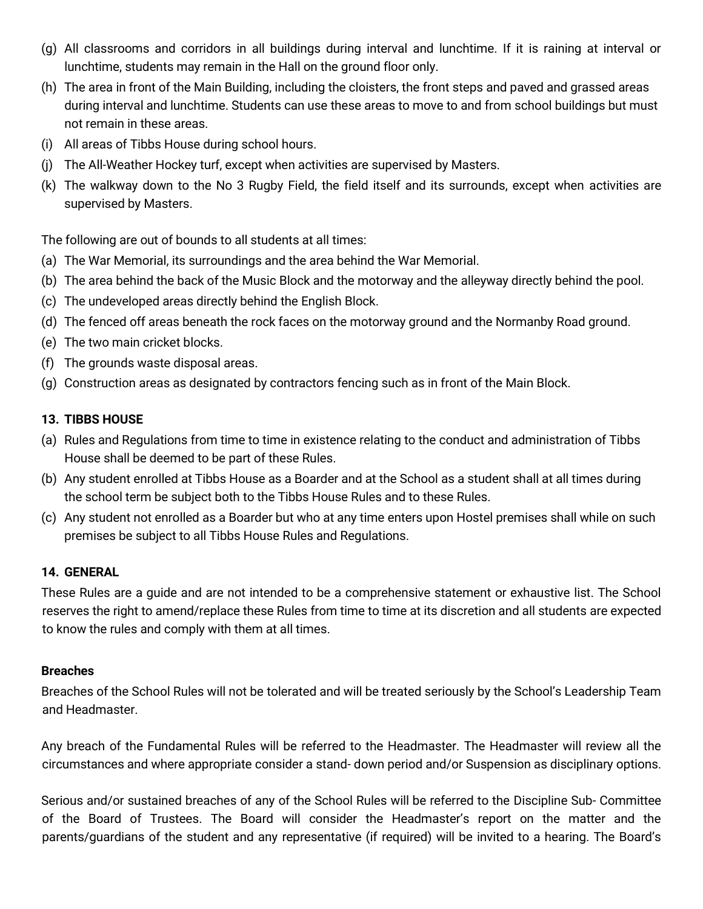(g) All classrooms and corridors in all buildings during interval and lunchtime. If it is raining at interval or lunchtime, students may remain in the Hall on the ground floor only.
(h) The area in front of the Main Building, including the cloisters, the front steps and paved and grassed areas during interval and lunchtime. Students can use these areas to move to and from school buildings but must not remain in these areas.
(i) All areas of Tibbs House during school hours.
(j) The All-Weather Hockey turf, except when activities are supervised by Masters.
(k) The walkway down to the No 3 Rugby Field, the field itself and its surrounds, except when activities are supervised by Masters.

The following are out of bounds to all students at all times:

(a) The War Memorial, its surroundings and the area behind the War Memorial.
(b) The area behind the back of the Music Block and the motorway and the alleyway directly behind the pool.
(c) The undeveloped areas directly behind the English Block.
(d) The fenced off areas beneath the rock faces on the motorway ground and the Normanby Road ground.
(e) The two main cricket blocks.
(f) The grounds waste disposal areas.
(g) Construction areas as designated by contractors fencing such as in front of the Main Block.

## 13. TIBBS HOUSE

(a) Rules and Regulations from time to time in existence relating to the conduct and administration of Tibbs House shall be deemed to be part of these Rules.
(b) Any student enrolled at Tibbs House as a Boarder and at the School as a student shall at all times during the school term be subject both to the Tibbs House Rules and to these Rules.
(c) Any student not enrolled as a Boarder but who at any time enters upon Hostel premises shall while on such premises be subject to all Tibbs House Rules and Regulations.

## 14. GENERAL

These Rules are a guide and are not intended to be a comprehensive statement or exhaustive list. The School reserves the right to amend/replace these Rules from time to time at its discretion and all students are expected to know the rules and comply with them at all times.

**Breaches**

Breaches of the School Rules will not be tolerated and will be treated seriously by the School's Leadership Team and Headmaster.

Any breach of the Fundamental Rules will be referred to the Headmaster. The Headmaster will review all the circumstances and where appropriate consider a stand- down period and/or Suspension as disciplinary options.

Serious and/or sustained breaches of any of the School Rules will be referred to the Discipline Sub- Committee of the Board of Trustees. The Board will consider the Headmaster's report on the matter and the parents/guardians of the student and any representative (if required) will be invited to a hearing. The Board's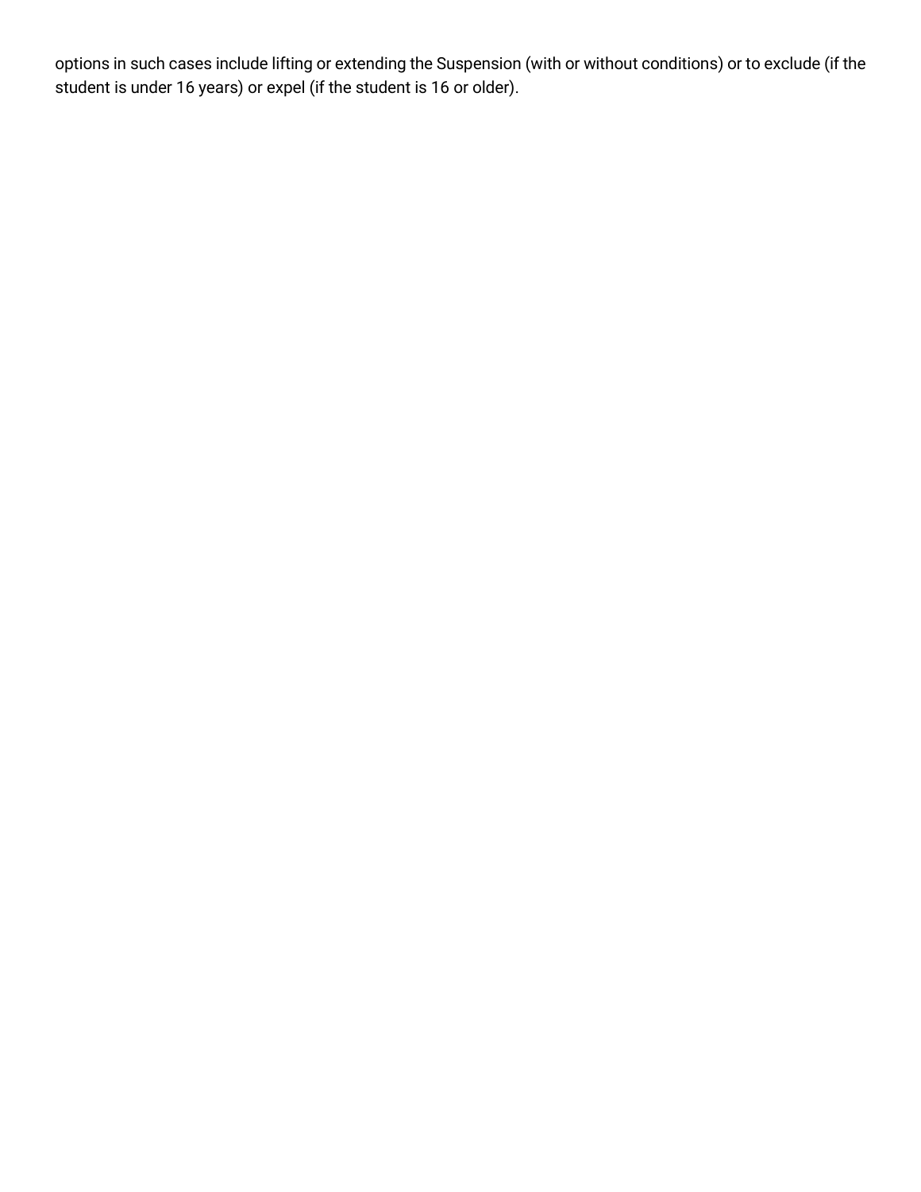options in such cases include lifting or extending the Suspension (with or without conditions) or to exclude (if the student is under 16 years) or expel (if the student is 16 or older).